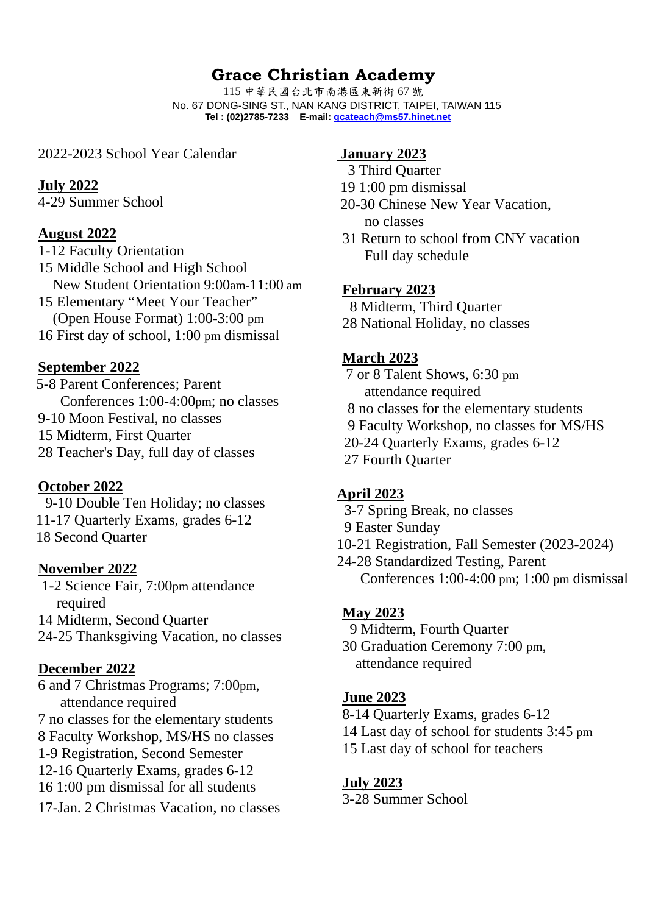# Grace Christian Academy

115 中華民國台北市南港區東新街 67 號
No. 67 DONG-SING ST., NAN KANG DISTRICT, TAIPEI, TAIWAN 115
**Tel : (02)2785-7233 E-mail: gcateach@ms57.hinet.net**

2022-2023 School Year Calendar

**July 2022**
4-29 Summer School

**August 2022**
1-12 Faculty Orientation
15 Middle School and High School New Student Orientation 9:00am-11:00 am
15 Elementary "Meet Your Teacher" (Open House Format) 1:00-3:00 pm
16 First day of school, 1:00 pm dismissal

**September 2022**
5-8 Parent Conferences; Parent Conferences 1:00-4:00pm; no classes
9-10 Moon Festival, no classes
15 Midterm, First Quarter
28 Teacher's Day, full day of classes

**October 2022**
9-10 Double Ten Holiday; no classes
11-17 Quarterly Exams, grades 6-12
18 Second Quarter

**November 2022**
1-2 Science Fair, 7:00pm attendance required
14 Midterm, Second Quarter
24-25 Thanksgiving Vacation, no classes

**December 2022**
6 and 7 Christmas Programs; 7:00pm, attendance required
7 no classes for the elementary students
8 Faculty Workshop, MS/HS no classes
1-9 Registration, Second Semester
12-16 Quarterly Exams, grades 6-12
16 1:00 pm dismissal for all students
17-Jan. 2 Christmas Vacation, no classes

**January 2023**
3 Third Quarter
19 1:00 pm dismissal
20-30 Chinese New Year Vacation, no classes
31 Return to school from CNY vacation Full day schedule

**February 2023**
8 Midterm, Third Quarter
28 National Holiday, no classes

**March 2023**
7 or 8 Talent Shows, 6:30 pm attendance required
8 no classes for the elementary students
9 Faculty Workshop, no classes for MS/HS
20-24 Quarterly Exams, grades 6-12
27 Fourth Quarter

**April 2023**
3-7 Spring Break, no classes
9 Easter Sunday
10-21 Registration, Fall Semester (2023-2024)
24-28 Standardized Testing, Parent Conferences 1:00-4:00 pm; 1:00 pm dismissal

**May 2023**
9 Midterm, Fourth Quarter
30 Graduation Ceremony 7:00 pm, attendance required

**June 2023**
8-14 Quarterly Exams, grades 6-12
14 Last day of school for students 3:45 pm
15 Last day of school for teachers

**July 2023**
3-28 Summer School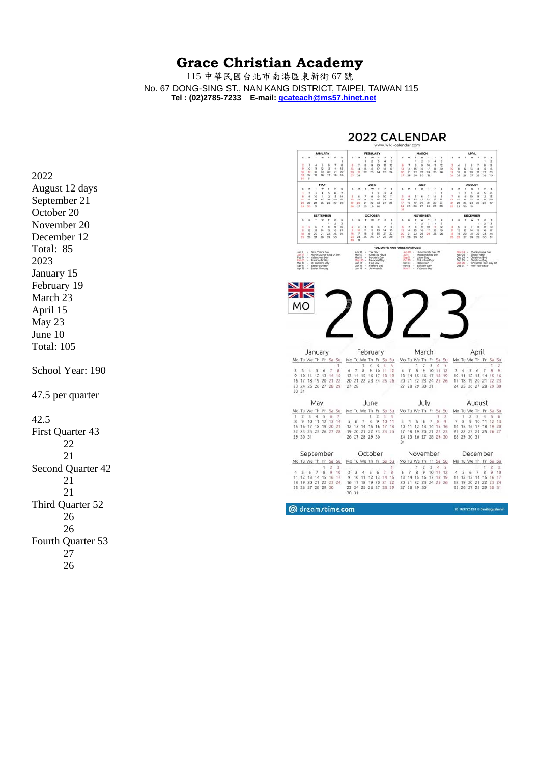# Grace Christian Academy

115 中華民國台北市南港區東新街 67 號

No. 67 DONG-SING ST., NAN KANG DISTRICT, TAIPEI, TAIWAN 115

**Tel : (02)2785-7233 E-mail: gcateach@ms57.hinet.net**

2022
August 12 days
September 21
October 20
November 20
December 12
Total: 85
2023
January 15
February 19
March 23
April 15
May 23
June 10
Total: 105

School Year: 190

47.5 per quarter

42.5
First Quarter 43
22
21
Second Quarter 42
21
21
Third Quarter 52
26
26
Fourth Quarter 53
27
26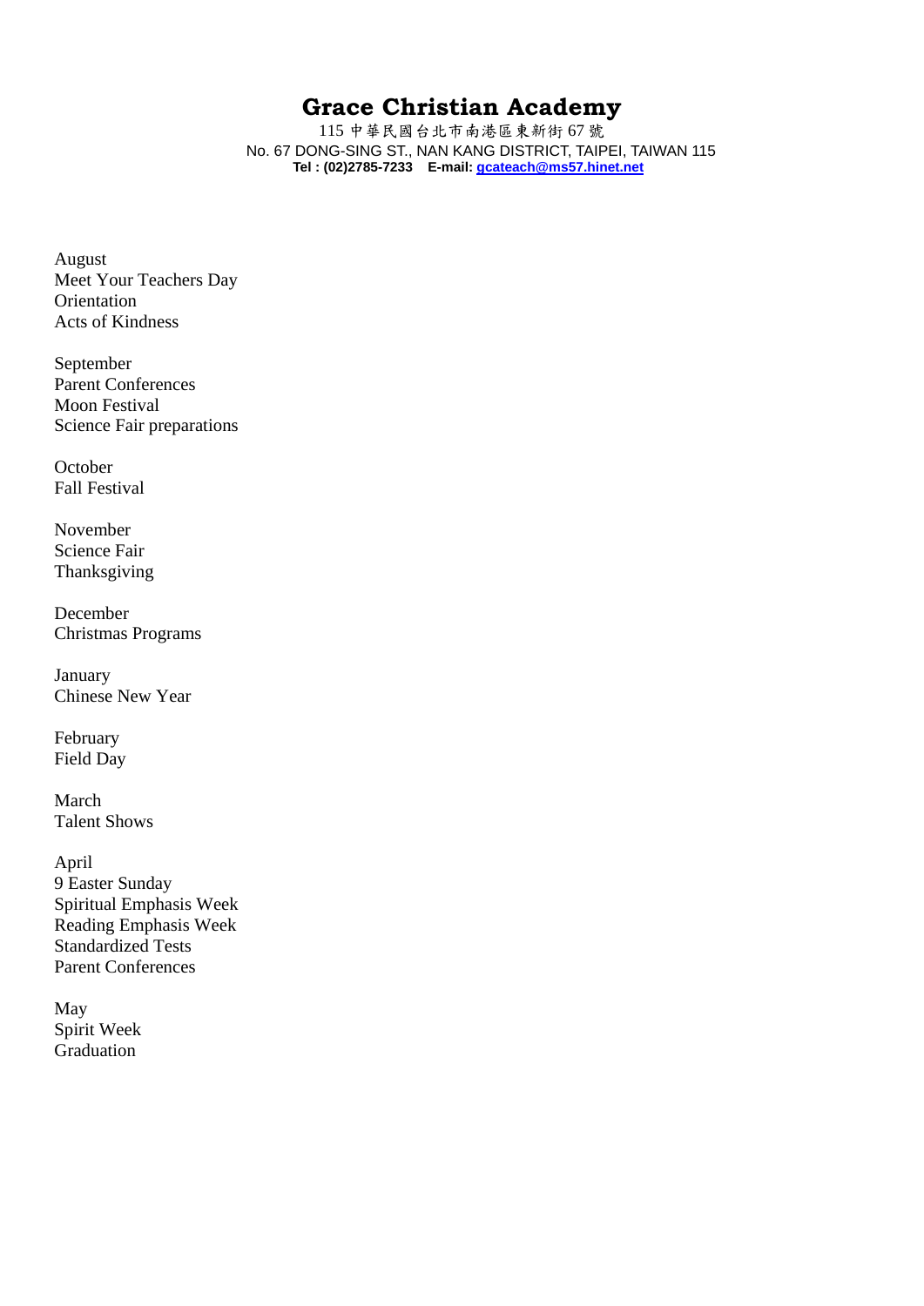# Grace Christian Academy

115 中華民國台北市南港區東新街 67 號
No. 67 DONG-SING ST., NAN KANG DISTRICT, TAIPEI, TAIWAN 115
**Tel : (02)2785-7233  E-mail: gcateach@ms57.hinet.net**

August
Meet Your Teachers Day
Orientation
Acts of Kindness

September
Parent Conferences
Moon Festival
Science Fair preparations

October
Fall Festival

November
Science Fair
Thanksgiving

December
Christmas Programs

January
Chinese New Year

February
Field Day

March
Talent Shows

April
9 Easter Sunday
Spiritual Emphasis Week
Reading Emphasis Week
Standardized Tests
Parent Conferences

May
Spirit Week
Graduation